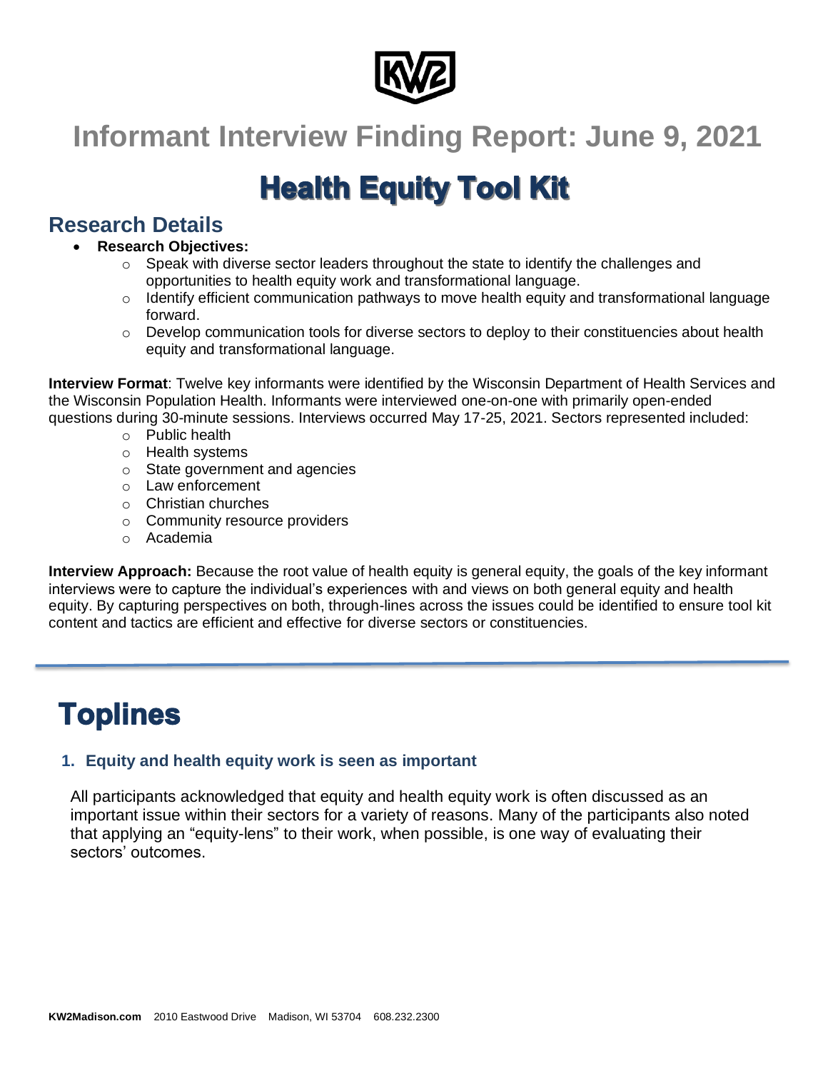# Informant Interview Finding Report: June 9, 2021

# Health Equity Tool Kit

## Research Details

- **Research Objectives:**
  - Speak with diverse sector leaders throughout the state to identify the challenges and opportunities to health equity work and transformational language.
  - Identify efficient communication pathways to move health equity and transformational language forward.
  - Develop communication tools for diverse sectors to deploy to their constituencies about health equity and transformational language.

**Interview Format**: Twelve key informants were identified by the Wisconsin Department of Health Services and the Wisconsin Population Health. Informants were interviewed one-on-one with primarily open-ended questions during 30-minute sessions. Interviews occurred May 17-25, 2021. Sectors represented included:

- Public health
- Health systems
- State government and agencies
- Law enforcement
- Christian churches
- Community resource providers
- Academia

**Interview Approach:** Because the root value of health equity is general equity, the goals of the key informant interviews were to capture the individual's experiences with and views on both general equity and health equity. By capturing perspectives on both, through-lines across the issues could be identified to ensure tool kit content and tactics are efficient and effective for diverse sectors or constituencies.

---

# Toplines

### 1. Equity and health equity work is seen as important

All participants acknowledged that equity and health equity work is often discussed as an important issue within their sectors for a variety of reasons. Many of the participants also noted that applying an "equity-lens" to their work, when possible, is one way of evaluating their sectors' outcomes.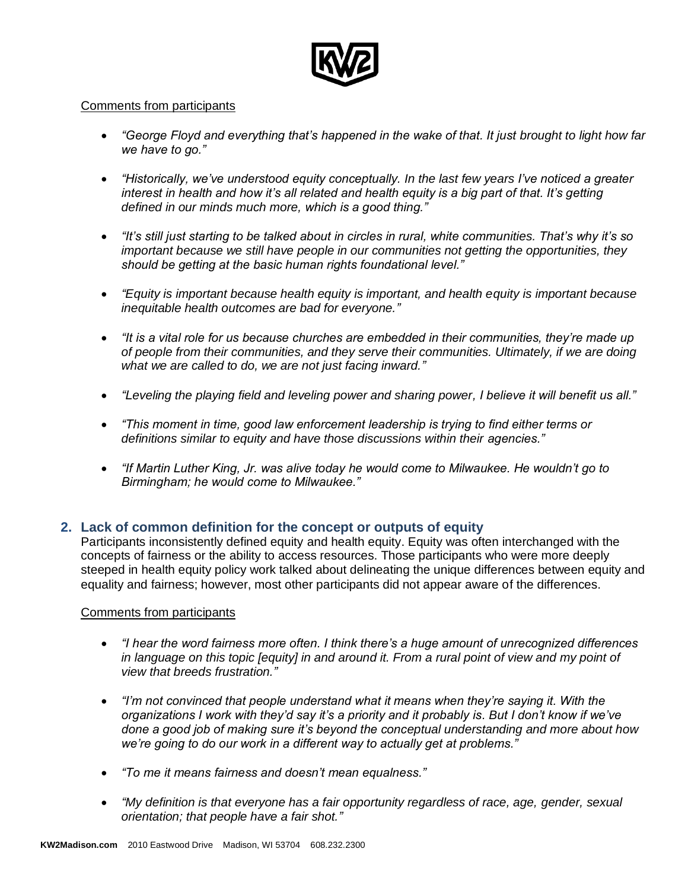Comments from participants

- *"George Floyd and everything that's happened in the wake of that. It just brought to light how far we have to go."*
- *"Historically, we've understood equity conceptually. In the last few years I've noticed a greater interest in health and how it's all related and health equity is a big part of that. It's getting defined in our minds much more, which is a good thing."*
- *"It's still just starting to be talked about in circles in rural, white communities. That's why it's so important because we still have people in our communities not getting the opportunities, they should be getting at the basic human rights foundational level."*
- *"Equity is important because health equity is important, and health equity is important because inequitable health outcomes are bad for everyone."*
- *"It is a vital role for us because churches are embedded in their communities, they're made up of people from their communities, and they serve their communities. Ultimately, if we are doing what we are called to do, we are not just facing inward."*
- *"Leveling the playing field and leveling power and sharing power, I believe it will benefit us all."*
- *"This moment in time, good law enforcement leadership is trying to find either terms or definitions similar to equity and have those discussions within their agencies."*
- *"If Martin Luther King, Jr. was alive today he would come to Milwaukee. He wouldn't go to Birmingham; he would come to Milwaukee."*

## 2. Lack of common definition for the concept or outputs of equity

Participants inconsistently defined equity and health equity. Equity was often interchanged with the concepts of fairness or the ability to access resources. Those participants who were more deeply steeped in health equity policy work talked about delineating the unique differences between equity and equality and fairness; however, most other participants did not appear aware of the differences.

Comments from participants

- *"I hear the word fairness more often. I think there's a huge amount of unrecognized differences in language on this topic [equity] in and around it. From a rural point of view and my point of view that breeds frustration."*
- *"I'm not convinced that people understand what it means when they're saying it. With the organizations I work with they'd say it's a priority and it probably is. But I don't know if we've done a good job of making sure it's beyond the conceptual understanding and more about how we're going to do our work in a different way to actually get at problems."*
- *"To me it means fairness and doesn't mean equalness."*
- *"My definition is that everyone has a fair opportunity regardless of race, age, gender, sexual orientation; that people have a fair shot."*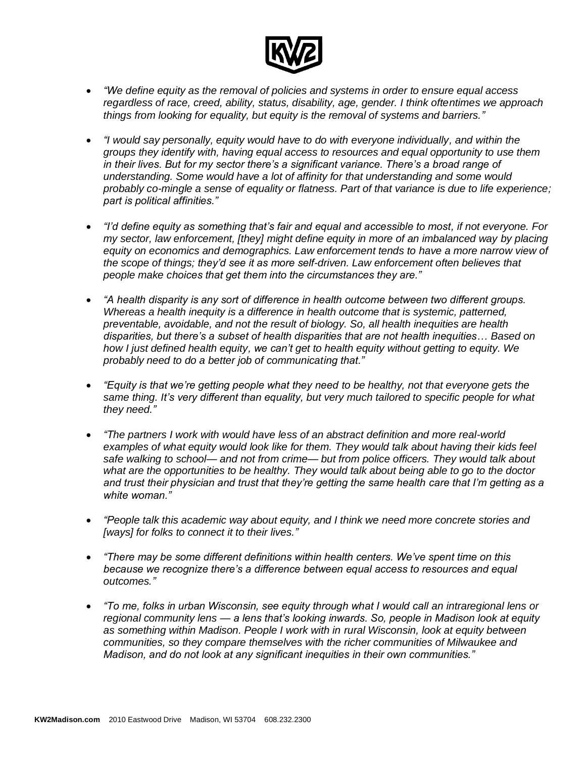- *"We define equity as the removal of policies and systems in order to ensure equal access regardless of race, creed, ability, status, disability, age, gender. I think oftentimes we approach things from looking for equality, but equity is the removal of systems and barriers."*

- *"I would say personally, equity would have to do with everyone individually, and within the groups they identify with, having equal access to resources and equal opportunity to use them in their lives. But for my sector there's a significant variance. There's a broad range of understanding. Some would have a lot of affinity for that understanding and some would probably co-mingle a sense of equality or flatness. Part of that variance is due to life experience; part is political affinities."*

- *"I'd define equity as something that's fair and equal and accessible to most, if not everyone. For my sector, law enforcement, [they] might define equity in more of an imbalanced way by placing equity on economics and demographics. Law enforcement tends to have a more narrow view of the scope of things; they'd see it as more self-driven. Law enforcement often believes that people make choices that get them into the circumstances they are."*

- *"A health disparity is any sort of difference in health outcome between two different groups. Whereas a health inequity is a difference in health outcome that is systemic, patterned, preventable, avoidable, and not the result of biology. So, all health inequities are health disparities, but there's a subset of health disparities that are not health inequities… Based on how I just defined health equity, we can't get to health equity without getting to equity. We probably need to do a better job of communicating that."*

- *"Equity is that we're getting people what they need to be healthy, not that everyone gets the same thing. It's very different than equality, but very much tailored to specific people for what they need."*

- *"The partners I work with would have less of an abstract definition and more real-world examples of what equity would look like for them. They would talk about having their kids feel safe walking to school— and not from crime— but from police officers. They would talk about what are the opportunities to be healthy. They would talk about being able to go to the doctor and trust their physician and trust that they're getting the same health care that I'm getting as a white woman."*

- *"People talk this academic way about equity, and I think we need more concrete stories and [ways] for folks to connect it to their lives."*

- *"There may be some different definitions within health centers. We've spent time on this because we recognize there's a difference between equal access to resources and equal outcomes."*

- *"To me, folks in urban Wisconsin, see equity through what I would call an intraregional lens or regional community lens — a lens that's looking inwards. So, people in Madison look at equity as something within Madison. People I work with in rural Wisconsin, look at equity between communities, so they compare themselves with the richer communities of Milwaukee and Madison, and do not look at any significant inequities in their own communities."*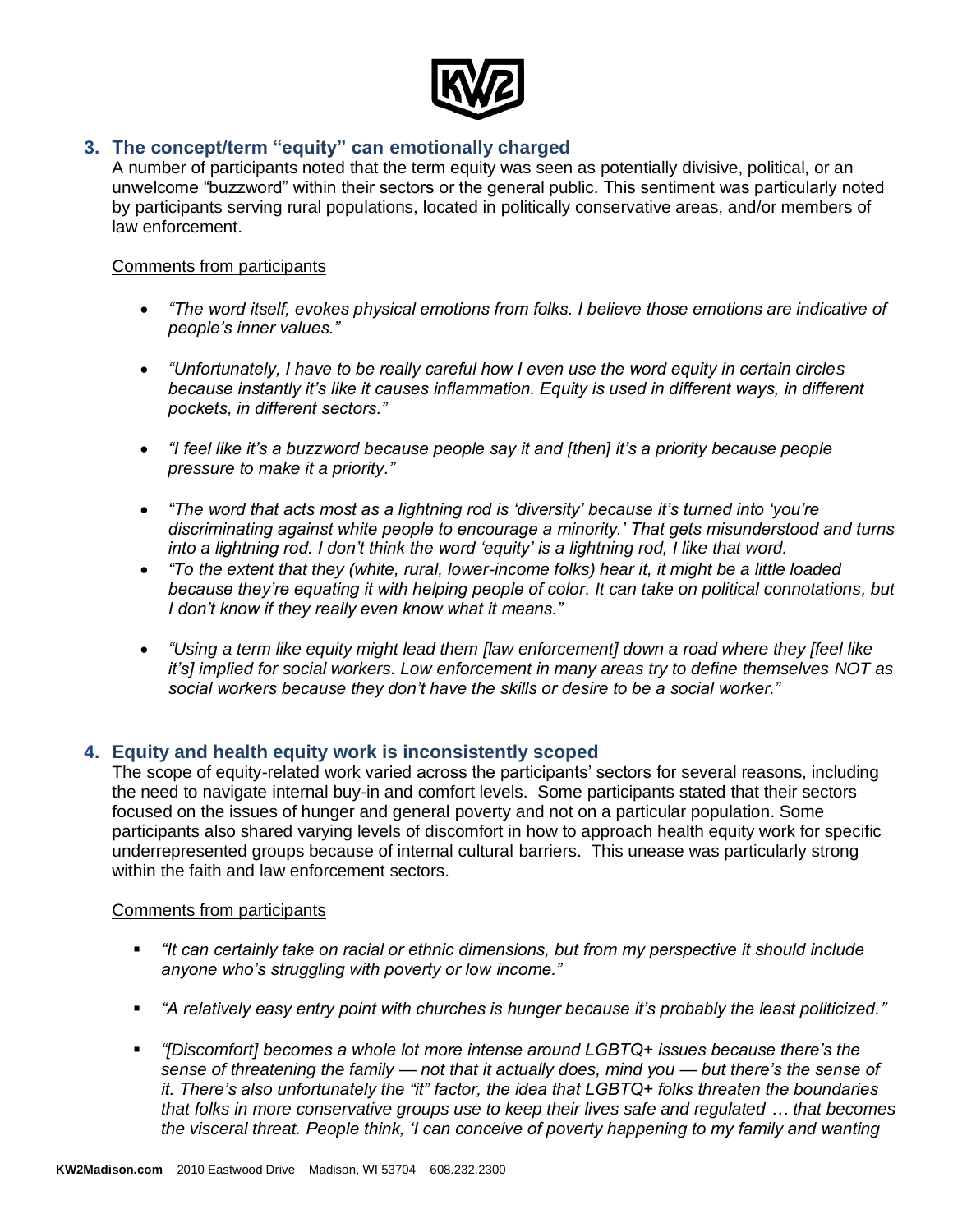## 3. The concept/term "equity" can emotionally charged

A number of participants noted that the term equity was seen as potentially divisive, political, or an unwelcome "buzzword" within their sectors or the general public. This sentiment was particularly noted by participants serving rural populations, located in politically conservative areas, and/or members of law enforcement.

Comments from participants

- *"The word itself, evokes physical emotions from folks. I believe those emotions are indicative of people's inner values."*
- *"Unfortunately, I have to be really careful how I even use the word equity in certain circles because instantly it's like it causes inflammation. Equity is used in different ways, in different pockets, in different sectors."*
- *"I feel like it's a buzzword because people say it and [then] it's a priority because people pressure to make it a priority."*
- *"The word that acts most as a lightning rod is 'diversity' because it's turned into 'you're discriminating against white people to encourage a minority.' That gets misunderstood and turns into a lightning rod. I don't think the word 'equity' is a lightning rod, I like that word.*
- *"To the extent that they (white, rural, lower-income folks) hear it, it might be a little loaded because they're equating it with helping people of color. It can take on political connotations, but I don't know if they really even know what it means."*
- *"Using a term like equity might lead them [law enforcement] down a road where they [feel like it's] implied for social workers. Low enforcement in many areas try to define themselves NOT as social workers because they don't have the skills or desire to be a social worker."*

## 4. Equity and health equity work is inconsistently scoped

The scope of equity-related work varied across the participants' sectors for several reasons, including the need to navigate internal buy-in and comfort levels. Some participants stated that their sectors focused on the issues of hunger and general poverty and not on a particular population. Some participants also shared varying levels of discomfort in how to approach health equity work for specific underrepresented groups because of internal cultural barriers. This unease was particularly strong within the faith and law enforcement sectors.

Comments from participants

- *"It can certainly take on racial or ethnic dimensions, but from my perspective it should include anyone who's struggling with poverty or low income."*
- *"A relatively easy entry point with churches is hunger because it's probably the least politicized."*
- *"[Discomfort] becomes a whole lot more intense around LGBTQ+ issues because there's the sense of threatening the family — not that it actually does, mind you — but there's the sense of it. There's also unfortunately the "it" factor, the idea that LGBTQ+ folks threaten the boundaries that folks in more conservative groups use to keep their lives safe and regulated … that becomes the visceral threat. People think, 'I can conceive of poverty happening to my family and wanting*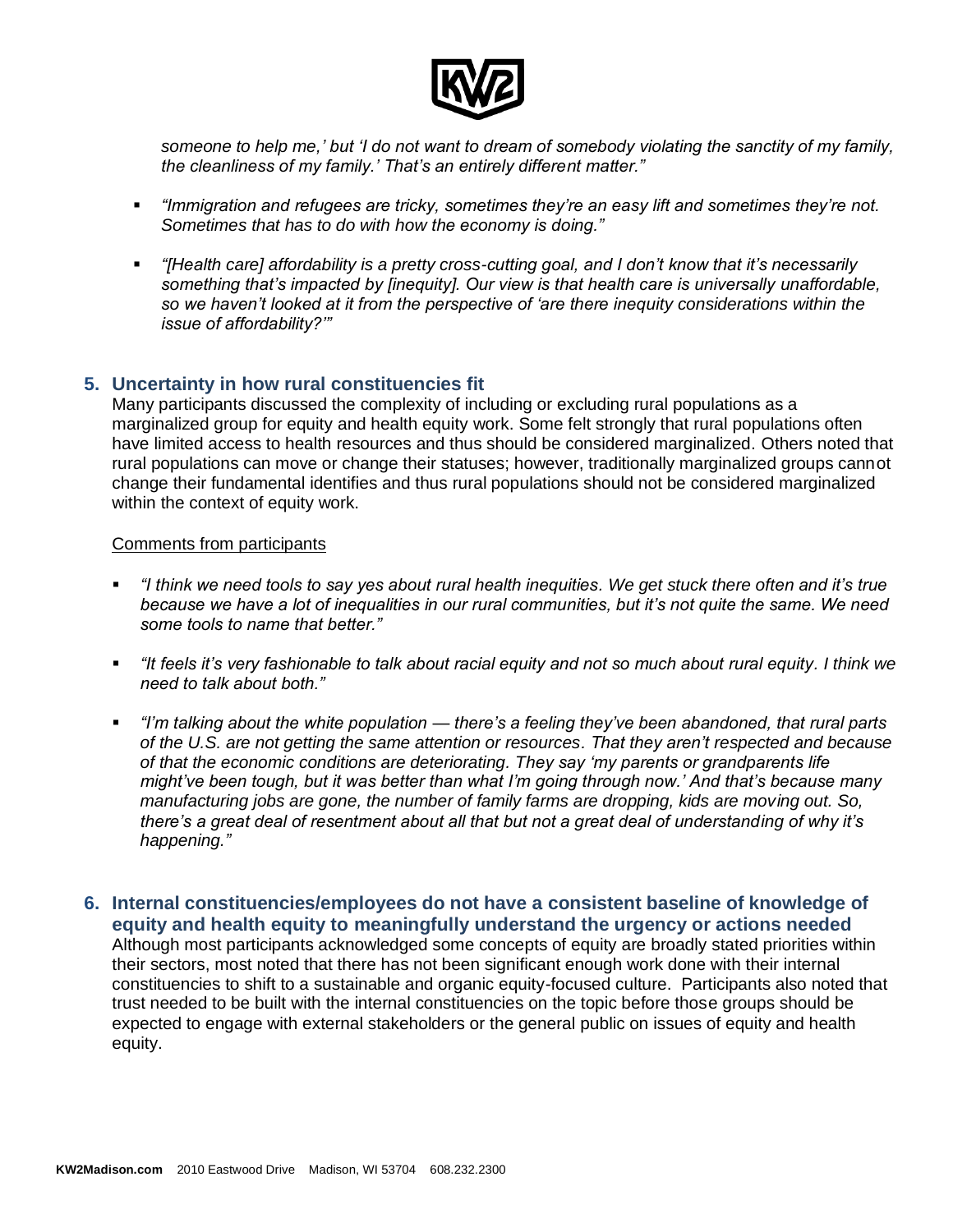*someone to help me,' but 'I do not want to dream of somebody violating the sanctity of my family, the cleanliness of my family.' That's an entirely different matter."*

- *"Immigration and refugees are tricky, sometimes they're an easy lift and sometimes they're not. Sometimes that has to do with how the economy is doing."*
- *"[Health care] affordability is a pretty cross-cutting goal, and I don't know that it's necessarily something that's impacted by [inequity]. Our view is that health care is universally unaffordable, so we haven't looked at it from the perspective of 'are there inequity considerations within the issue of affordability?'"*

### 5. Uncertainty in how rural constituencies fit

Many participants discussed the complexity of including or excluding rural populations as a marginalized group for equity and health equity work. Some felt strongly that rural populations often have limited access to health resources and thus should be considered marginalized. Others noted that rural populations can move or change their statuses; however, traditionally marginalized groups cannot change their fundamental identifies and thus rural populations should not be considered marginalized within the context of equity work.

Comments from participants

- *"I think we need tools to say yes about rural health inequities. We get stuck there often and it's true because we have a lot of inequalities in our rural communities, but it's not quite the same. We need some tools to name that better."*
- *"It feels it's very fashionable to talk about racial equity and not so much about rural equity. I think we need to talk about both."*
- *"I'm talking about the white population — there's a feeling they've been abandoned, that rural parts of the U.S. are not getting the same attention or resources. That they aren't respected and because of that the economic conditions are deteriorating. They say 'my parents or grandparents life might've been tough, but it was better than what I'm going through now.' And that's because many manufacturing jobs are gone, the number of family farms are dropping, kids are moving out. So, there's a great deal of resentment about all that but not a great deal of understanding of why it's happening."*

### 6. Internal constituencies/employees do not have a consistent baseline of knowledge of equity and health equity to meaningfully understand the urgency or actions needed

Although most participants acknowledged some concepts of equity are broadly stated priorities within their sectors, most noted that there has not been significant enough work done with their internal constituencies to shift to a sustainable and organic equity-focused culture. Participants also noted that trust needed to be built with the internal constituencies on the topic before those groups should be expected to engage with external stakeholders or the general public on issues of equity and health equity.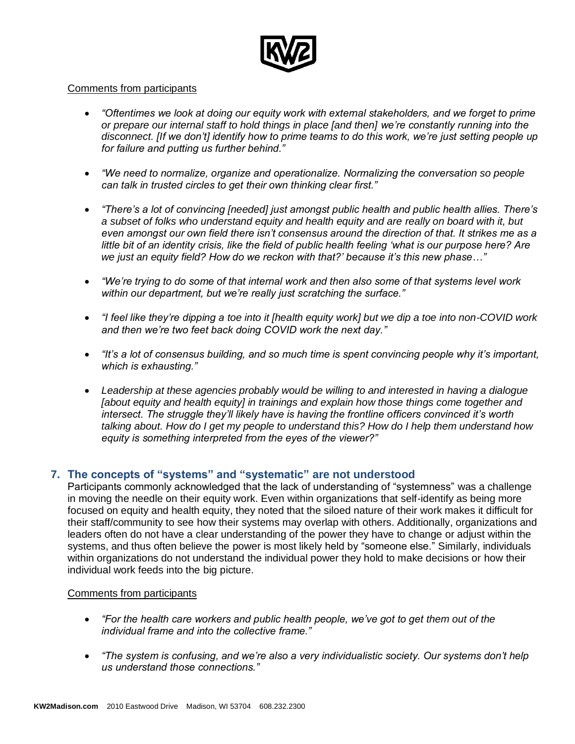Comments from participants

- *"Oftentimes we look at doing our equity work with external stakeholders, and we forget to prime or prepare our internal staff to hold things in place [and then] we're constantly running into the disconnect. [If we don't] identify how to prime teams to do this work, we're just setting people up for failure and putting us further behind."*
- *"We need to normalize, organize and operationalize. Normalizing the conversation so people can talk in trusted circles to get their own thinking clear first."*
- *"There's a lot of convincing [needed] just amongst public health and public health allies. There's a subset of folks who understand equity and health equity and are really on board with it, but even amongst our own field there isn't consensus around the direction of that. It strikes me as a little bit of an identity crisis, like the field of public health feeling 'what is our purpose here? Are we just an equity field? How do we reckon with that?' because it's this new phase…"*
- *"We're trying to do some of that internal work and then also some of that systems level work within our department, but we're really just scratching the surface."*
- *"I feel like they're dipping a toe into it [health equity work] but we dip a toe into non-COVID work and then we're two feet back doing COVID work the next day."*
- *"It's a lot of consensus building, and so much time is spent convincing people why it's important, which is exhausting."*
- *Leadership at these agencies probably would be willing to and interested in having a dialogue [about equity and health equity] in trainings and explain how those things come together and intersect. The struggle they'll likely have is having the frontline officers convinced it's worth talking about. How do I get my people to understand this? How do I help them understand how equity is something interpreted from the eyes of the viewer?"*

## 7. The concepts of "systems" and "systematic" are not understood

Participants commonly acknowledged that the lack of understanding of "systemness" was a challenge in moving the needle on their equity work. Even within organizations that self-identify as being more focused on equity and health equity, they noted that the siloed nature of their work makes it difficult for their staff/community to see how their systems may overlap with others. Additionally, organizations and leaders often do not have a clear understanding of the power they have to change or adjust within the systems, and thus often believe the power is most likely held by "someone else." Similarly, individuals within organizations do not understand the individual power they hold to make decisions or how their individual work feeds into the big picture.

Comments from participants

- *"For the health care workers and public health people, we've got to get them out of the individual frame and into the collective frame."*
- *"The system is confusing, and we're also a very individualistic society. Our systems don't help us understand those connections."*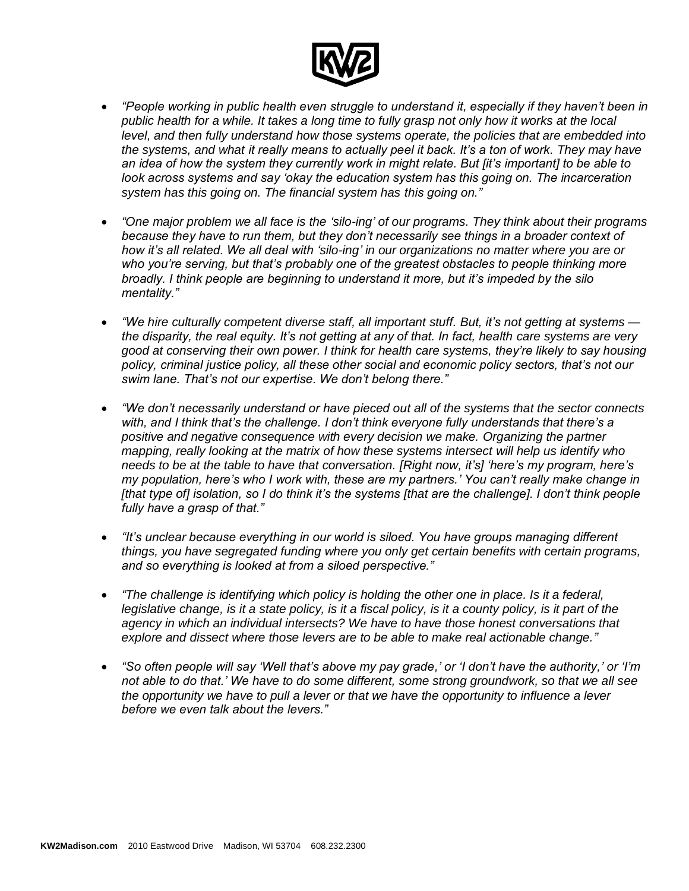- *"People working in public health even struggle to understand it, especially if they haven't been in public health for a while. It takes a long time to fully grasp not only how it works at the local level, and then fully understand how those systems operate, the policies that are embedded into the systems, and what it really means to actually peel it back. It's a ton of work. They may have an idea of how the system they currently work in might relate. But [it's important] to be able to look across systems and say 'okay the education system has this going on. The incarceration system has this going on. The financial system has this going on."*

- *"One major problem we all face is the 'silo-ing' of our programs. They think about their programs because they have to run them, but they don't necessarily see things in a broader context of how it's all related. We all deal with 'silo-ing' in our organizations no matter where you are or who you're serving, but that's probably one of the greatest obstacles to people thinking more broadly. I think people are beginning to understand it more, but it's impeded by the silo mentality."*

- *"We hire culturally competent diverse staff, all important stuff. But, it's not getting at systems — the disparity, the real equity. It's not getting at any of that. In fact, health care systems are very good at conserving their own power. I think for health care systems, they're likely to say housing policy, criminal justice policy, all these other social and economic policy sectors, that's not our swim lane. That's not our expertise. We don't belong there."*

- *"We don't necessarily understand or have pieced out all of the systems that the sector connects with, and I think that's the challenge. I don't think everyone fully understands that there's a positive and negative consequence with every decision we make. Organizing the partner mapping, really looking at the matrix of how these systems intersect will help us identify who needs to be at the table to have that conversation. [Right now, it's] 'here's my program, here's my population, here's who I work with, these are my partners.' You can't really make change in [that type of] isolation, so I do think it's the systems [that are the challenge]. I don't think people fully have a grasp of that."*

- *"It's unclear because everything in our world is siloed. You have groups managing different things, you have segregated funding where you only get certain benefits with certain programs, and so everything is looked at from a siloed perspective."*

- *"The challenge is identifying which policy is holding the other one in place. Is it a federal, legislative change, is it a state policy, is it a fiscal policy, is it a county policy, is it part of the agency in which an individual intersects? We have to have those honest conversations that explore and dissect where those levers are to be able to make real actionable change."*

- *"So often people will say 'Well that's above my pay grade,' or 'I don't have the authority,' or 'I'm not able to do that.' We have to do some different, some strong groundwork, so that we all see the opportunity we have to pull a lever or that we have the opportunity to influence a lever before we even talk about the levers."*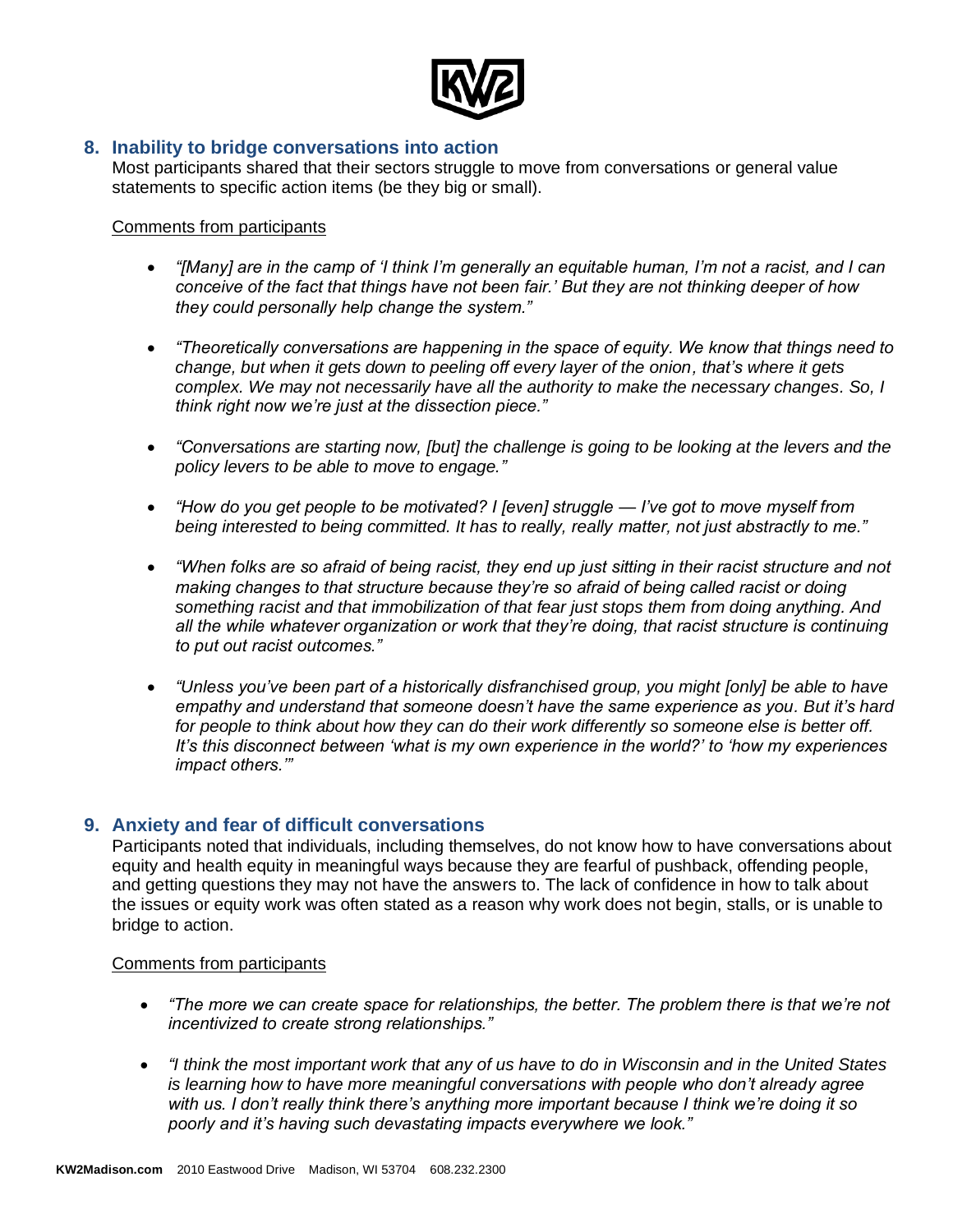## 8. Inability to bridge conversations into action

Most participants shared that their sectors struggle to move from conversations or general value statements to specific action items (be they big or small).

Comments from participants

- *"[Many] are in the camp of 'I think I'm generally an equitable human, I'm not a racist, and I can conceive of the fact that things have not been fair.' But they are not thinking deeper of how they could personally help change the system."*
- *"Theoretically conversations are happening in the space of equity. We know that things need to change, but when it gets down to peeling off every layer of the onion, that's where it gets complex. We may not necessarily have all the authority to make the necessary changes. So, I think right now we're just at the dissection piece."*
- *"Conversations are starting now, [but] the challenge is going to be looking at the levers and the policy levers to be able to move to engage."*
- *"How do you get people to be motivated? I [even] struggle — I've got to move myself from being interested to being committed. It has to really, really matter, not just abstractly to me."*
- *"When folks are so afraid of being racist, they end up just sitting in their racist structure and not making changes to that structure because they're so afraid of being called racist or doing something racist and that immobilization of that fear just stops them from doing anything. And all the while whatever organization or work that they're doing, that racist structure is continuing to put out racist outcomes."*
- *"Unless you've been part of a historically disfranchised group, you might [only] be able to have empathy and understand that someone doesn't have the same experience as you. But it's hard for people to think about how they can do their work differently so someone else is better off. It's this disconnect between 'what is my own experience in the world?' to 'how my experiences impact others.'"*

## 9. Anxiety and fear of difficult conversations

Participants noted that individuals, including themselves, do not know how to have conversations about equity and health equity in meaningful ways because they are fearful of pushback, offending people, and getting questions they may not have the answers to. The lack of confidence in how to talk about the issues or equity work was often stated as a reason why work does not begin, stalls, or is unable to bridge to action.

Comments from participants

- *"The more we can create space for relationships, the better. The problem there is that we're not incentivized to create strong relationships."*
- *"I think the most important work that any of us have to do in Wisconsin and in the United States is learning how to have more meaningful conversations with people who don't already agree with us. I don't really think there's anything more important because I think we're doing it so poorly and it's having such devastating impacts everywhere we look."*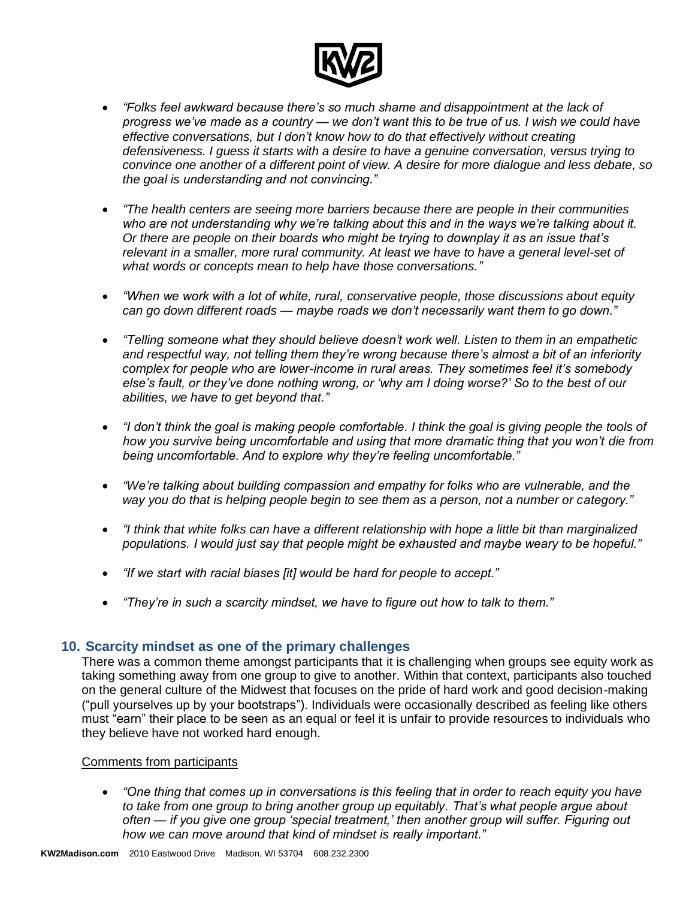- *"Folks feel awkward because there's so much shame and disappointment at the lack of progress we've made as a country — we don't want this to be true of us. I wish we could have effective conversations, but I don't know how to do that effectively without creating defensiveness. I guess it starts with a desire to have a genuine conversation, versus trying to convince one another of a different point of view. A desire for more dialogue and less debate, so the goal is understanding and not convincing."*

- *"The health centers are seeing more barriers because there are people in their communities who are not understanding why we're talking about this and in the ways we're talking about it. Or there are people on their boards who might be trying to downplay it as an issue that's relevant in a smaller, more rural community. At least we have to have a general level-set of what words or concepts mean to help have those conversations."*

- *"When we work with a lot of white, rural, conservative people, those discussions about equity can go down different roads — maybe roads we don't necessarily want them to go down."*

- *"Telling someone what they should believe doesn't work well. Listen to them in an empathetic and respectful way, not telling them they're wrong because there's almost a bit of an inferiority complex for people who are lower-income in rural areas. They sometimes feel it's somebody else's fault, or they've done nothing wrong, or 'why am I doing worse?' So to the best of our abilities, we have to get beyond that."*

- *"I don't think the goal is making people comfortable. I think the goal is giving people the tools of how you survive being uncomfortable and using that more dramatic thing that you won't die from being uncomfortable. And to explore why they're feeling uncomfortable."*

- *"We're talking about building compassion and empathy for folks who are vulnerable, and the way you do that is helping people begin to see them as a person, not a number or category."*

- *"I think that white folks can have a different relationship with hope a little bit than marginalized populations. I would just say that people might be exhausted and maybe weary to be hopeful."*

- *"If we start with racial biases [it] would be hard for people to accept."*

- *"They're in such a scarcity mindset, we have to figure out how to talk to them."*

## 10. Scarcity mindset as one of the primary challenges

There was a common theme amongst participants that it is challenging when groups see equity work as taking something away from one group to give to another. Within that context, participants also touched on the general culture of the Midwest that focuses on the pride of hard work and good decision-making ("pull yourselves up by your bootstraps"). Individuals were occasionally described as feeling like others must "earn" their place to be seen as an equal or feel it is unfair to provide resources to individuals who they believe have not worked hard enough.

<u>Comments from participants</u>

- *"One thing that comes up in conversations is this feeling that in order to reach equity you have to take from one group to bring another group up equitably. That's what people argue about often — if you give one group 'special treatment,' then another group will suffer. Figuring out how we can move around that kind of mindset is really important."*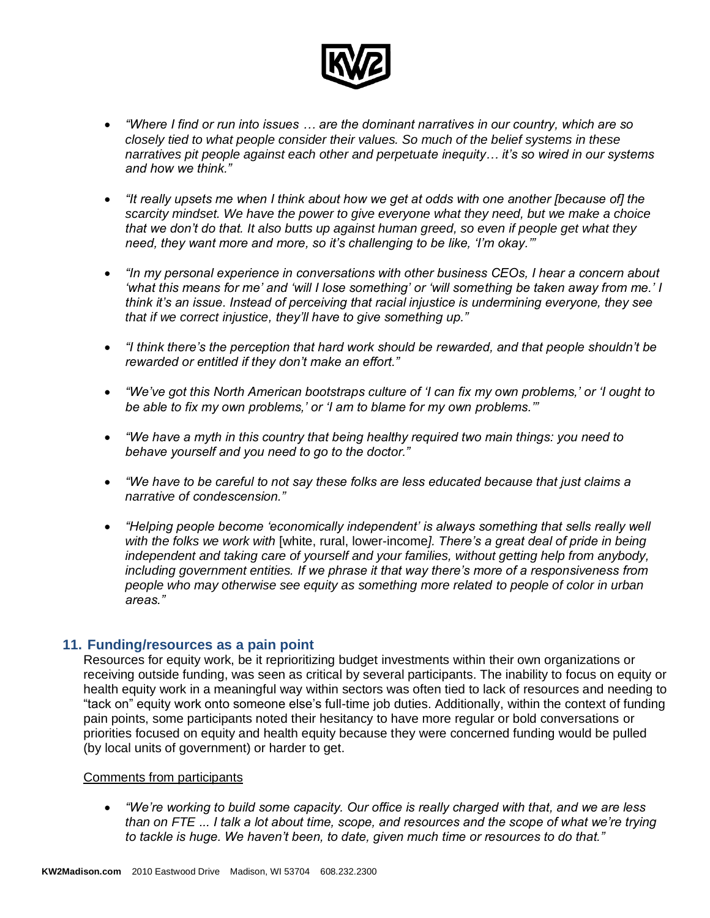- *"Where I find or run into issues … are the dominant narratives in our country, which are so closely tied to what people consider their values. So much of the belief systems in these narratives pit people against each other and perpetuate inequity… it's so wired in our systems and how we think."*

- *"It really upsets me when I think about how we get at odds with one another [because of] the scarcity mindset. We have the power to give everyone what they need, but we make a choice that we don't do that. It also butts up against human greed, so even if people get what they need, they want more and more, so it's challenging to be like, 'I'm okay.'"*

- *"In my personal experience in conversations with other business CEOs, I hear a concern about 'what this means for me' and 'will I lose something' or 'will something be taken away from me.' I think it's an issue. Instead of perceiving that racial injustice is undermining everyone, they see that if we correct injustice, they'll have to give something up."*

- *"I think there's the perception that hard work should be rewarded, and that people shouldn't be rewarded or entitled if they don't make an effort."*

- *"We've got this North American bootstraps culture of 'I can fix my own problems,' or 'I ought to be able to fix my own problems,' or 'I am to blame for my own problems.'"*

- *"We have a myth in this country that being healthy required two main things: you need to behave yourself and you need to go to the doctor."*

- *"We have to be careful to not say these folks are less educated because that just claims a narrative of condescension."*

- *"Helping people become 'economically independent' is always something that sells really well with the folks we work with* [white, rural, lower-income*]. There's a great deal of pride in being independent and taking care of yourself and your families, without getting help from anybody, including government entities. If we phrase it that way there's more of a responsiveness from people who may otherwise see equity as something more related to people of color in urban areas."*

## 11. Funding/resources as a pain point

Resources for equity work, be it reprioritizing budget investments within their own organizations or receiving outside funding, was seen as critical by several participants. The inability to focus on equity or health equity work in a meaningful way within sectors was often tied to lack of resources and needing to "tack on" equity work onto someone else's full-time job duties. Additionally, within the context of funding pain points, some participants noted their hesitancy to have more regular or bold conversations or priorities focused on equity and health equity because they were concerned funding would be pulled (by local units of government) or harder to get.

Comments from participants

- *"We're working to build some capacity. Our office is really charged with that, and we are less than on FTE ... I talk a lot about time, scope, and resources and the scope of what we're trying to tackle is huge. We haven't been, to date, given much time or resources to do that."*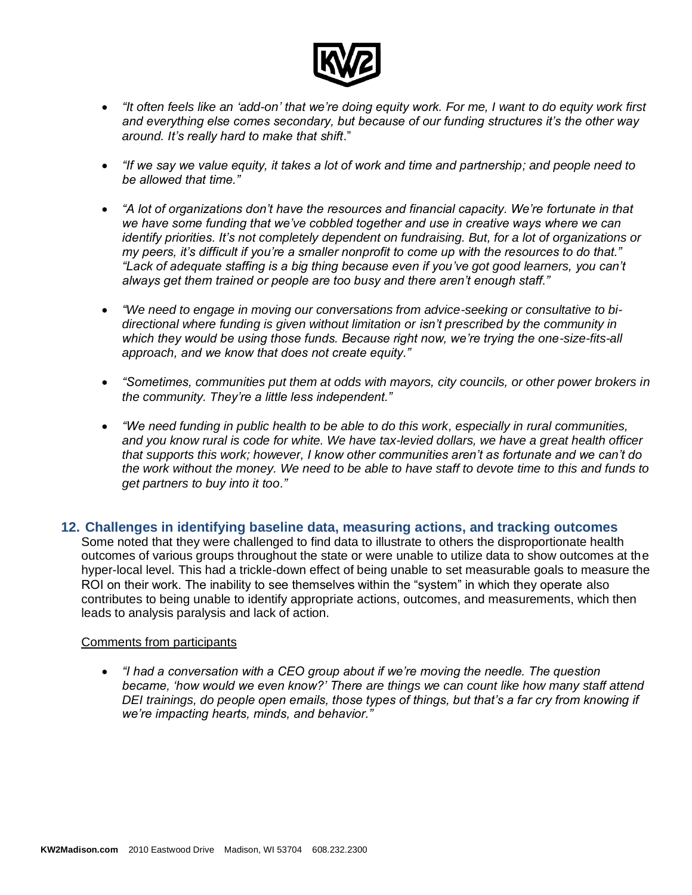- *"It often feels like an 'add-on' that we're doing equity work. For me, I want to do equity work first and everything else comes secondary, but because of our funding structures it's the other way around. It's really hard to make that shift*."

- *"If we say we value equity, it takes a lot of work and time and partnership; and people need to be allowed that time."*

- *"A lot of organizations don't have the resources and financial capacity. We're fortunate in that we have some funding that we've cobbled together and use in creative ways where we can identify priorities. It's not completely dependent on fundraising. But, for a lot of organizations or my peers, it's difficult if you're a smaller nonprofit to come up with the resources to do that." "Lack of adequate staffing is a big thing because even if you've got good learners, you can't always get them trained or people are too busy and there aren't enough staff."*

- *"We need to engage in moving our conversations from advice-seeking or consultative to bi-directional where funding is given without limitation or isn't prescribed by the community in which they would be using those funds. Because right now, we're trying the one-size-fits-all approach, and we know that does not create equity."*

- *"Sometimes, communities put them at odds with mayors, city councils, or other power brokers in the community. They're a little less independent."*

- *"We need funding in public health to be able to do this work, especially in rural communities, and you know rural is code for white. We have tax-levied dollars, we have a great health officer that supports this work; however, I know other communities aren't as fortunate and we can't do the work without the money. We need to be able to have staff to devote time to this and funds to get partners to buy into it too."*

## 12. Challenges in identifying baseline data, measuring actions, and tracking outcomes

Some noted that they were challenged to find data to illustrate to others the disproportionate health outcomes of various groups throughout the state or were unable to utilize data to show outcomes at the hyper-local level. This had a trickle-down effect of being unable to set measurable goals to measure the ROI on their work. The inability to see themselves within the "system" in which they operate also contributes to being unable to identify appropriate actions, outcomes, and measurements, which then leads to analysis paralysis and lack of action.

Comments from participants

- *"I had a conversation with a CEO group about if we're moving the needle. The question became, 'how would we even know?' There are things we can count like how many staff attend DEI trainings, do people open emails, those types of things, but that's a far cry from knowing if we're impacting hearts, minds, and behavior."*